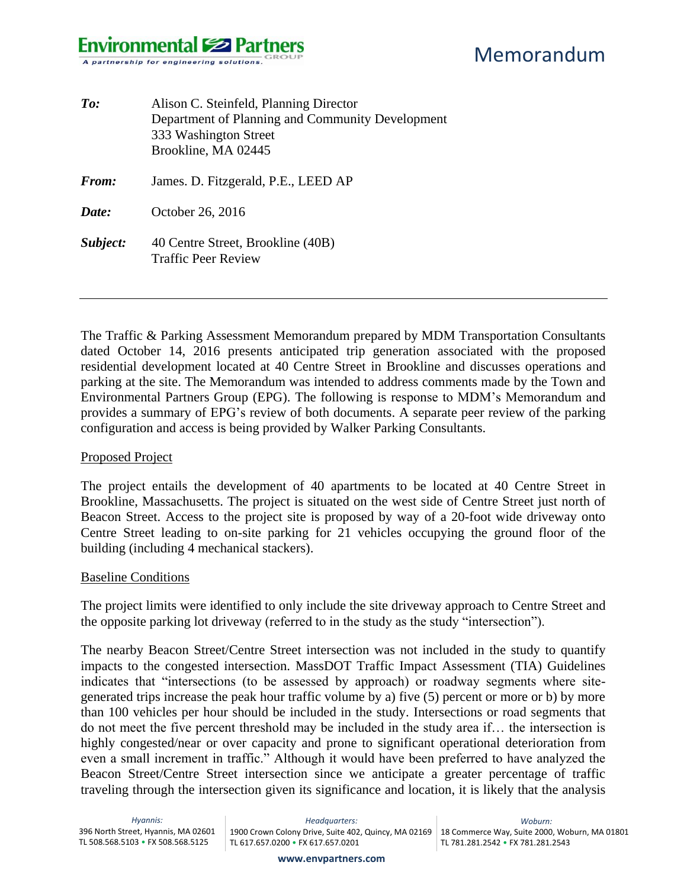# Memorandum

| | |
|---|---|
| ***To:*** | Alison C. Steinfeld, Planning Director<br>Department of Planning and Community Development<br>333 Washington Street<br>Brookline, MA 02445 |
| ***From:*** | James. D. Fitzgerald, P.E., LEED AP |
| ***Date:*** | October 26, 2016 |
| ***Subject:*** | 40 Centre Street, Brookline (40B)<br>Traffic Peer Review |

---

The Traffic & Parking Assessment Memorandum prepared by MDM Transportation Consultants dated October 14, 2016 presents anticipated trip generation associated with the proposed residential development located at 40 Centre Street in Brookline and discusses operations and parking at the site. The Memorandum was intended to address comments made by the Town and Environmental Partners Group (EPG). The following is response to MDM's Memorandum and provides a summary of EPG's review of both documents. A separate peer review of the parking configuration and access is being provided by Walker Parking Consultants.

## Proposed Project

The project entails the development of 40 apartments to be located at 40 Centre Street in Brookline, Massachusetts. The project is situated on the west side of Centre Street just north of Beacon Street. Access to the project site is proposed by way of a 20-foot wide driveway onto Centre Street leading to on-site parking for 21 vehicles occupying the ground floor of the building (including 4 mechanical stackers).

## Baseline Conditions

The project limits were identified to only include the site driveway approach to Centre Street and the opposite parking lot driveway (referred to in the study as the study "intersection").

The nearby Beacon Street/Centre Street intersection was not included in the study to quantify impacts to the congested intersection. MassDOT Traffic Impact Assessment (TIA) Guidelines indicates that "intersections (to be assessed by approach) or roadway segments where site-generated trips increase the peak hour traffic volume by a) five (5) percent or more or b) by more than 100 vehicles per hour should be included in the study. Intersections or road segments that do not meet the five percent threshold may be included in the study area if… the intersection is highly congested/near or over capacity and prone to significant operational deterioration from even a small increment in traffic." Although it would have been preferred to have analyzed the Beacon Street/Centre Street intersection since we anticipate a greater percentage of traffic traveling through the intersection given its significance and location, it is likely that the analysis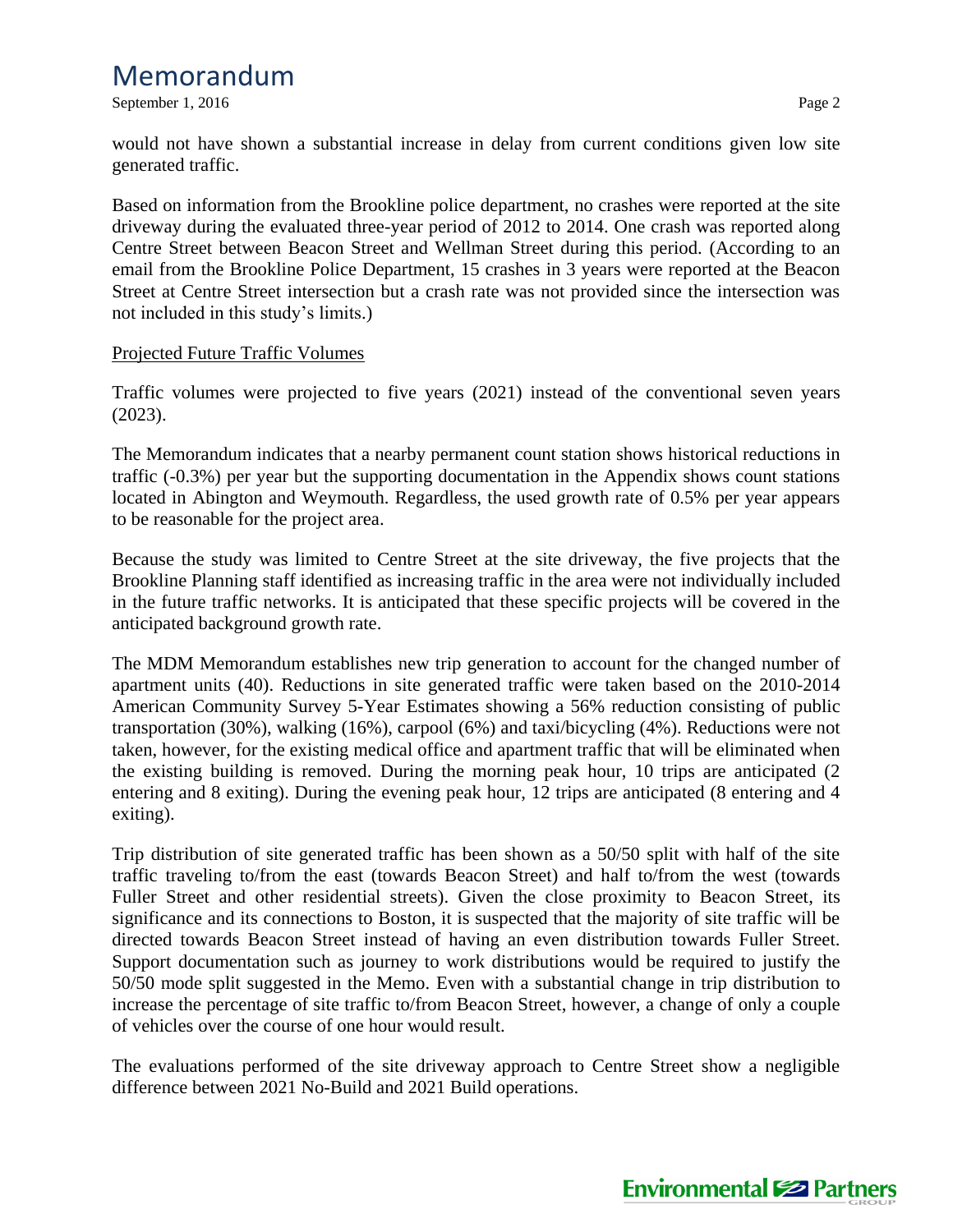would not have shown a substantial increase in delay from current conditions given low site generated traffic.

Based on information from the Brookline police department, no crashes were reported at the site driveway during the evaluated three-year period of 2012 to 2014. One crash was reported along Centre Street between Beacon Street and Wellman Street during this period. (According to an email from the Brookline Police Department, 15 crashes in 3 years were reported at the Beacon Street at Centre Street intersection but a crash rate was not provided since the intersection was not included in this study's limits.)

<u>Projected Future Traffic Volumes</u>

Traffic volumes were projected to five years (2021) instead of the conventional seven years (2023).

The Memorandum indicates that a nearby permanent count station shows historical reductions in traffic (-0.3%) per year but the supporting documentation in the Appendix shows count stations located in Abington and Weymouth. Regardless, the used growth rate of 0.5% per year appears to be reasonable for the project area.

Because the study was limited to Centre Street at the site driveway, the five projects that the Brookline Planning staff identified as increasing traffic in the area were not individually included in the future traffic networks. It is anticipated that these specific projects will be covered in the anticipated background growth rate.

The MDM Memorandum establishes new trip generation to account for the changed number of apartment units (40). Reductions in site generated traffic were taken based on the 2010-2014 American Community Survey 5-Year Estimates showing a 56% reduction consisting of public transportation (30%), walking (16%), carpool (6%) and taxi/bicycling (4%). Reductions were not taken, however, for the existing medical office and apartment traffic that will be eliminated when the existing building is removed. During the morning peak hour, 10 trips are anticipated (2 entering and 8 exiting). During the evening peak hour, 12 trips are anticipated (8 entering and 4 exiting).

Trip distribution of site generated traffic has been shown as a 50/50 split with half of the site traffic traveling to/from the east (towards Beacon Street) and half to/from the west (towards Fuller Street and other residential streets). Given the close proximity to Beacon Street, its significance and its connections to Boston, it is suspected that the majority of site traffic will be directed towards Beacon Street instead of having an even distribution towards Fuller Street. Support documentation such as journey to work distributions would be required to justify the 50/50 mode split suggested in the Memo. Even with a substantial change in trip distribution to increase the percentage of site traffic to/from Beacon Street, however, a change of only a couple of vehicles over the course of one hour would result.

The evaluations performed of the site driveway approach to Centre Street show a negligible difference between 2021 No-Build and 2021 Build operations.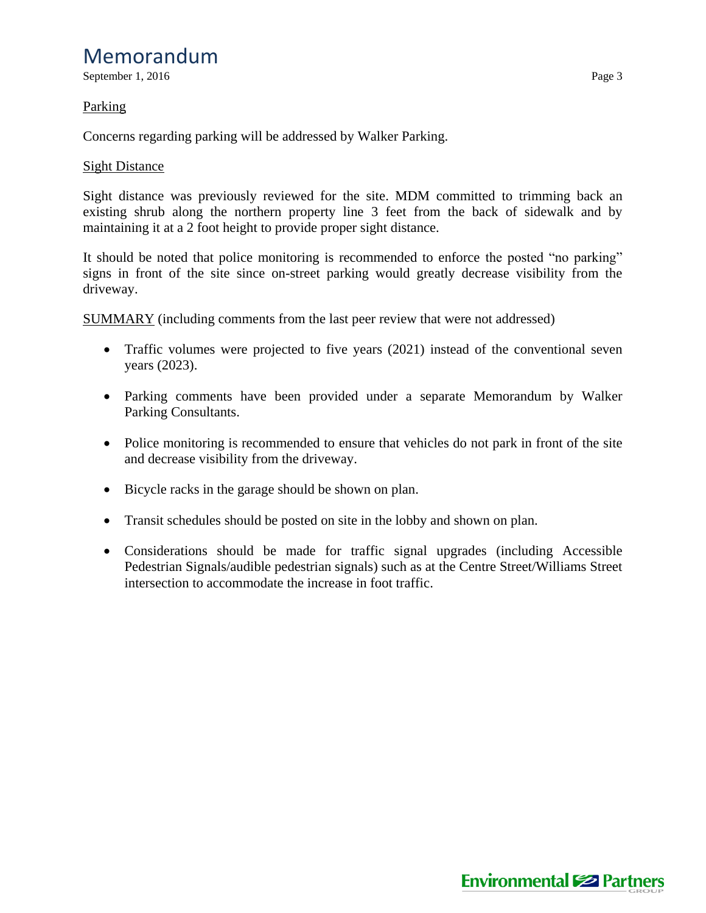## Parking

Concerns regarding parking will be addressed by Walker Parking.

## Sight Distance

Sight distance was previously reviewed for the site. MDM committed to trimming back an existing shrub along the northern property line 3 feet from the back of sidewalk and by maintaining it at a 2 foot height to provide proper sight distance.

It should be noted that police monitoring is recommended to enforce the posted "no parking" signs in front of the site since on-street parking would greatly decrease visibility from the driveway.

SUMMARY (including comments from the last peer review that were not addressed)

- Traffic volumes were projected to five years (2021) instead of the conventional seven years (2023).
- Parking comments have been provided under a separate Memorandum by Walker Parking Consultants.
- Police monitoring is recommended to ensure that vehicles do not park in front of the site and decrease visibility from the driveway.
- Bicycle racks in the garage should be shown on plan.
- Transit schedules should be posted on site in the lobby and shown on plan.
- Considerations should be made for traffic signal upgrades (including Accessible Pedestrian Signals/audible pedestrian signals) such as at the Centre Street/Williams Street intersection to accommodate the increase in foot traffic.